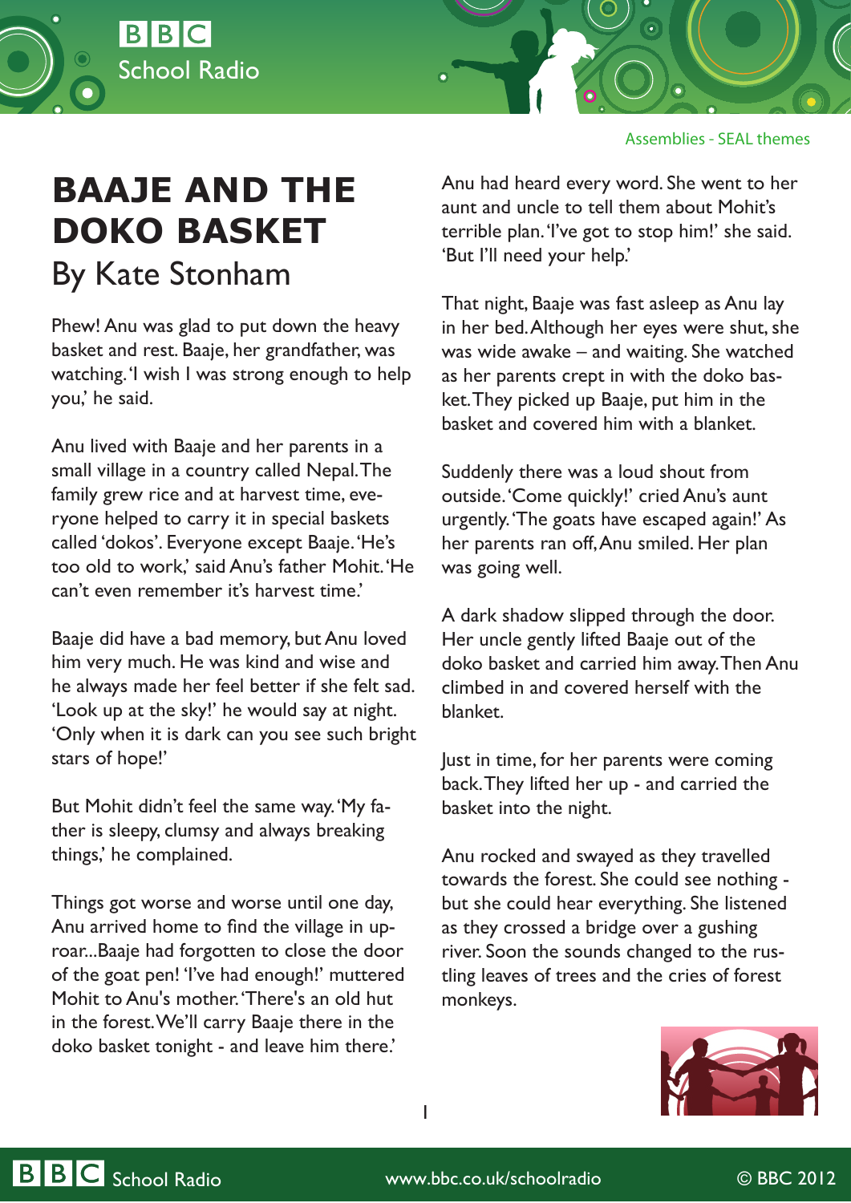Assemblies - SEAL themes

# BAAJE AND THE DOKO BASKET

## By Kate Stonham

Phew! Anu was glad to put down the heavy basket and rest. Baaje, her grandfather, was watching. 'I wish I was strong enough to help you,' he said.

Anu lived with Baaje and her parents in a small village in a country called Nepal. The family grew rice and at harvest time, everyone helped to carry it in special baskets called 'dokos'. Everyone except Baaje. 'He's too old to work,' said Anu's father Mohit. 'He can't even remember it's harvest time.'

Baaje did have a bad memory, but Anu loved him very much. He was kind and wise and he always made her feel better if she felt sad. 'Look up at the sky!' he would say at night. 'Only when it is dark can you see such bright stars of hope!'

But Mohit didn't feel the same way. 'My father is sleepy, clumsy and always breaking things,' he complained.

Things got worse and worse until one day, Anu arrived home to find the village in uproar...Baaje had forgotten to close the door of the goat pen! 'I've had enough!' muttered Mohit to Anu's mother. 'There's an old hut in the forest. We'll carry Baaje there in the doko basket tonight - and leave him there.'

Anu had heard every word. She went to her aunt and uncle to tell them about Mohit's terrible plan. 'I've got to stop him!' she said. 'But I'll need your help.'

That night, Baaje was fast asleep as Anu lay in her bed. Although her eyes were shut, she was wide awake – and waiting. She watched as her parents crept in with the doko basket. They picked up Baaje, put him in the basket and covered him with a blanket.

Suddenly there was a loud shout from outside. 'Come quickly!' cried Anu's aunt urgently. 'The goats have escaped again!' As her parents ran off, Anu smiled. Her plan was going well.

A dark shadow slipped through the door. Her uncle gently lifted Baaje out of the doko basket and carried him away. Then Anu climbed in and covered herself with the blanket.

Just in time, for her parents were coming back. They lifted her up - and carried the basket into the night.

Anu rocked and swayed as they travelled towards the forest. She could see nothing - but she could hear everything. She listened as they crossed a bridge over a gushing river. Soon the sounds changed to the rustling leaves of trees and the cries of forest monkeys.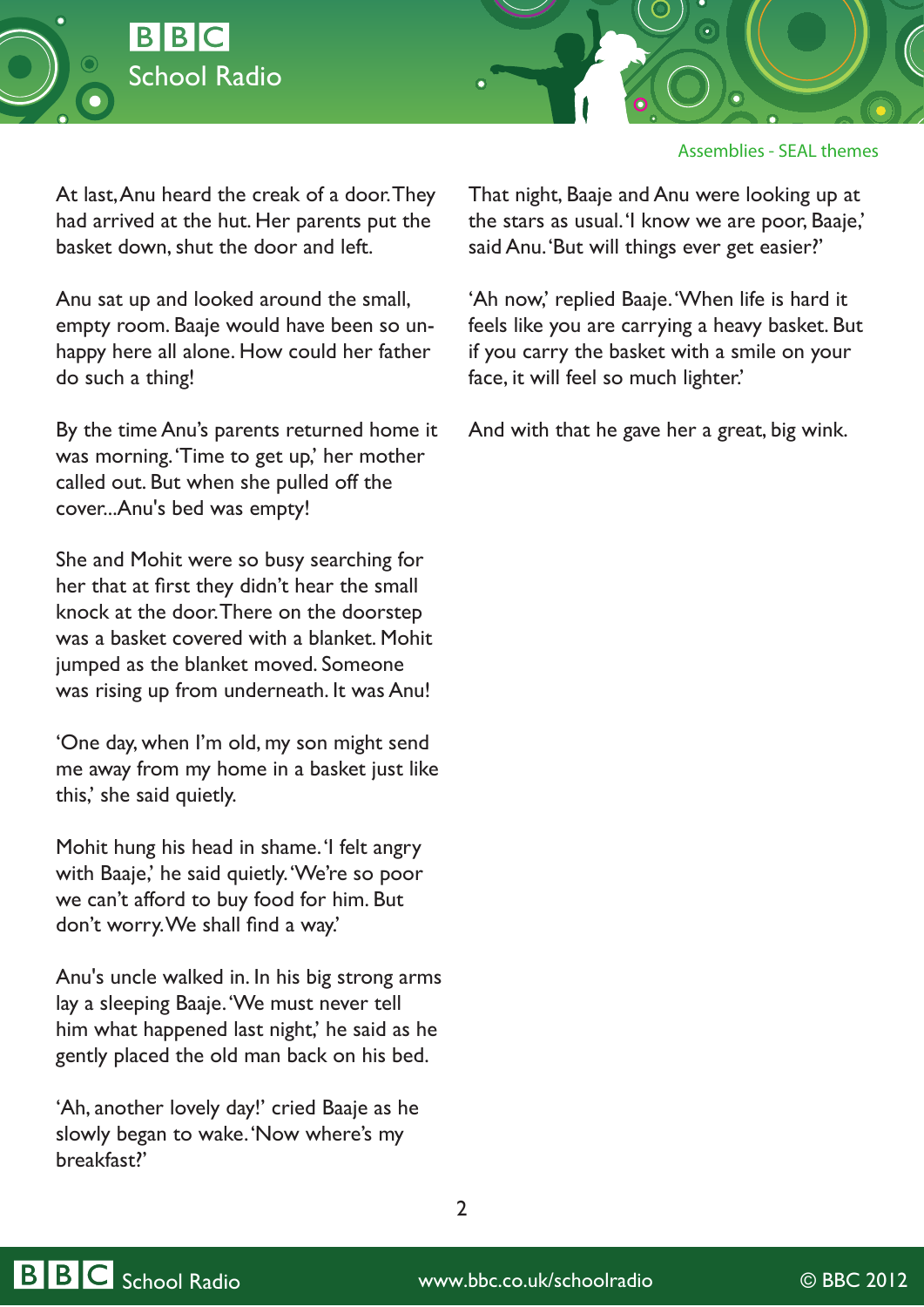At last, Anu heard the creak of a door. They had arrived at the hut. Her parents put the basket down, shut the door and left.

Anu sat up and looked around the small, empty room. Baaje would have been so unhappy here all alone. How could her father do such a thing!

By the time Anu's parents returned home it was morning. 'Time to get up,' her mother called out. But when she pulled off the cover...Anu's bed was empty!

She and Mohit were so busy searching for her that at first they didn't hear the small knock at the door. There on the doorstep was a basket covered with a blanket. Mohit jumped as the blanket moved. Someone was rising up from underneath. It was Anu!

'One day, when I'm old, my son might send me away from my home in a basket just like this,' she said quietly.

Mohit hung his head in shame. 'I felt angry with Baaje,' he said quietly. 'We're so poor we can't afford to buy food for him. But don't worry. We shall find a way.'

Anu's uncle walked in. In his big strong arms lay a sleeping Baaje. 'We must never tell him what happened last night,' he said as he gently placed the old man back on his bed.

'Ah, another lovely day!' cried Baaje as he slowly began to wake. 'Now where's my breakfast?'

That night, Baaje and Anu were looking up at the stars as usual. 'I know we are poor, Baaje,' said Anu. 'But will things ever get easier?'

'Ah now,' replied Baaje. 'When life is hard it feels like you are carrying a heavy basket. But if you carry the basket with a smile on your face, it will feel so much lighter.'

And with that he gave her a great, big wink.